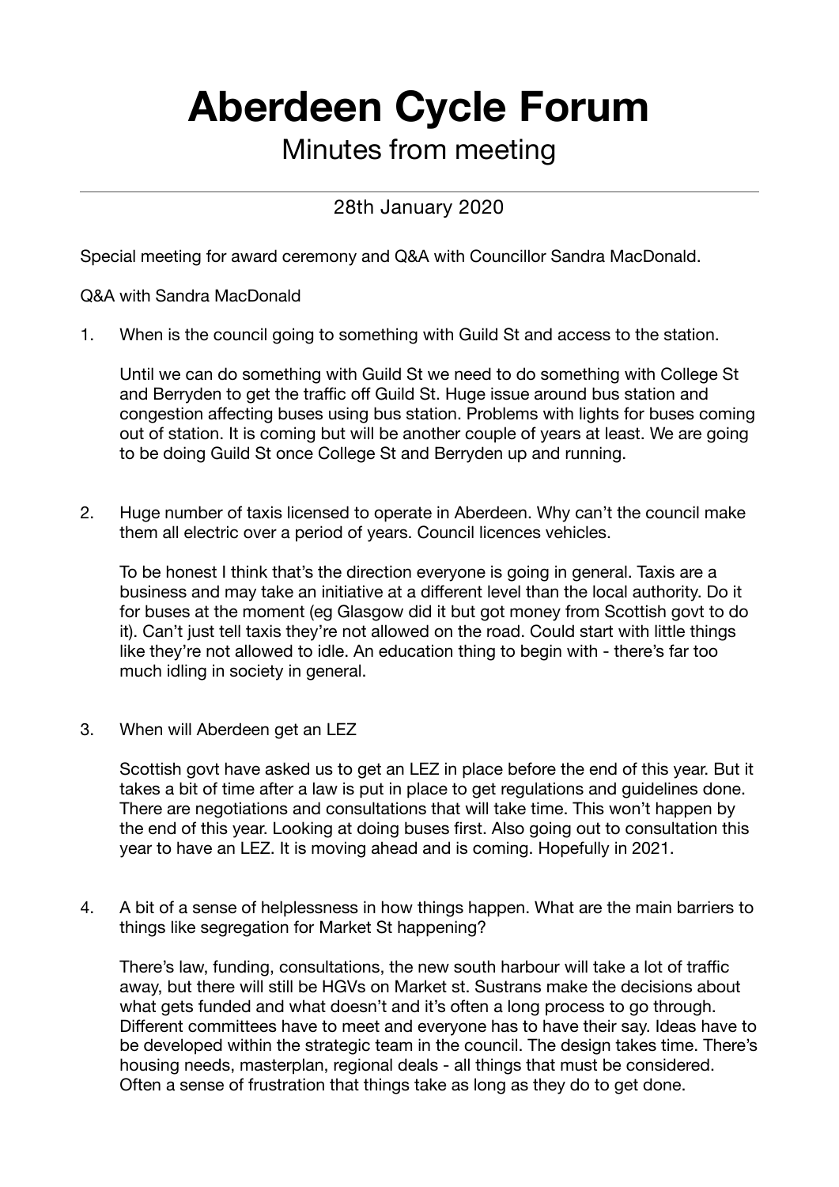# Aberdeen Cycle Forum

## Minutes from meeting

---

28th January 2020

Special meeting for award ceremony and Q&A with Councillor Sandra MacDonald.

Q&A with Sandra MacDonald

1. When is the council going to something with Guild St and access to the station.

   Until we can do something with Guild St we need to do something with College St and Berryden to get the traffic off Guild St. Huge issue around bus station and congestion affecting buses using bus station. Problems with lights for buses coming out of station. It is coming but will be another couple of years at least. We are going to be doing Guild St once College St and Berryden up and running.

2. Huge number of taxis licensed to operate in Aberdeen. Why can't the council make them all electric over a period of years. Council licences vehicles.

   To be honest I think that's the direction everyone is going in general. Taxis are a business and may take an initiative at a different level than the local authority. Do it for buses at the moment (eg Glasgow did it but got money from Scottish govt to do it). Can't just tell taxis they're not allowed on the road. Could start with little things like they're not allowed to idle. An education thing to begin with - there's far too much idling in society in general.

3. When will Aberdeen get an LEZ

   Scottish govt have asked us to get an LEZ in place before the end of this year. But it takes a bit of time after a law is put in place to get regulations and guidelines done. There are negotiations and consultations that will take time. This won't happen by the end of this year. Looking at doing buses first. Also going out to consultation this year to have an LEZ. It is moving ahead and is coming. Hopefully in 2021.

4. A bit of a sense of helplessness in how things happen. What are the main barriers to things like segregation for Market St happening?

   There's law, funding, consultations, the new south harbour will take a lot of traffic away, but there will still be HGVs on Market st. Sustrans make the decisions about what gets funded and what doesn't and it's often a long process to go through. Different committees have to meet and everyone has to have their say. Ideas have to be developed within the strategic team in the council. The design takes time. There's housing needs, masterplan, regional deals - all things that must be considered. Often a sense of frustration that things take as long as they do to get done.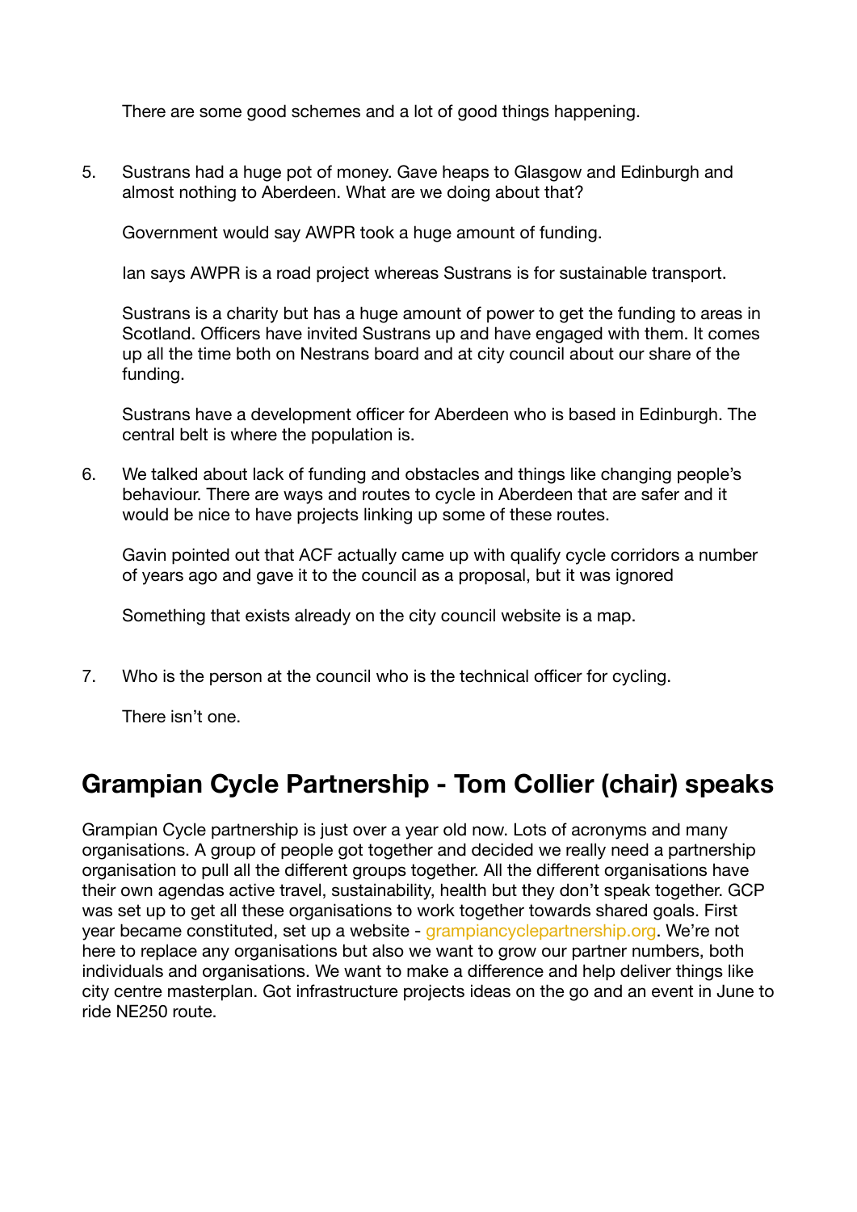There are some good schemes and a lot of good things happening.

5. Sustrans had a huge pot of money. Gave heaps to Glasgow and Edinburgh and almost nothing to Aberdeen. What are we doing about that?

   Government would say AWPR took a huge amount of funding.

   Ian says AWPR is a road project whereas Sustrans is for sustainable transport.

   Sustrans is a charity but has a huge amount of power to get the funding to areas in Scotland. Officers have invited Sustrans up and have engaged with them. It comes up all the time both on Nestrans board and at city council about our share of the funding.

   Sustrans have a development officer for Aberdeen who is based in Edinburgh. The central belt is where the population is.

6. We talked about lack of funding and obstacles and things like changing people's behaviour. There are ways and routes to cycle in Aberdeen that are safer and it would be nice to have projects linking up some of these routes.

   Gavin pointed out that ACF actually came up with qualify cycle corridors a number of years ago and gave it to the council as a proposal, but it was ignored

   Something that exists already on the city council website is a map.

7. Who is the person at the council who is the technical officer for cycling.

   There isn't one.

## Grampian Cycle Partnership - Tom Collier (chair) speaks

Grampian Cycle partnership is just over a year old now. Lots of acronyms and many organisations. A group of people got together and decided we really need a partnership organisation to pull all the different groups together. All the different organisations have their own agendas active travel, sustainability, health but they don't speak together. GCP was set up to get all these organisations to work together towards shared goals. First year became constituted, set up a website - grampiancyclepartnership.org. We're not here to replace any organisations but also we want to grow our partner numbers, both individuals and organisations. We want to make a difference and help deliver things like city centre masterplan. Got infrastructure projects ideas on the go and an event in June to ride NE250 route.